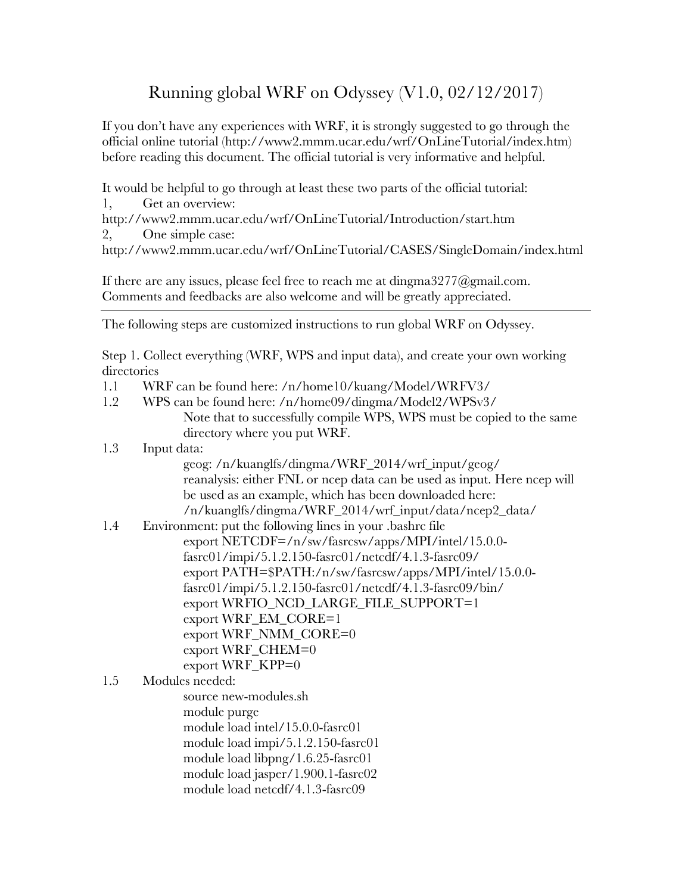# Running global WRF on Odyssey (V1.0, 02/12/2017)

If you don't have any experiences with WRF, it is strongly suggested to go through the official online tutorial (http://www2.mmm.ucar.edu/wrf/OnLineTutorial/index.htm) before reading this document. The official tutorial is very informative and helpful.

It would be helpful to go through at least these two parts of the official tutorial:

1, Get an overview:
http://www2.mmm.ucar.edu/wrf/OnLineTutorial/Introduction/start.htm

2, One simple case:
http://www2.mmm.ucar.edu/wrf/OnLineTutorial/CASES/SingleDomain/index.html

If there are any issues, please feel free to reach me at dingma3277@gmail.com. Comments and feedbacks are also welcome and will be greatly appreciated.

---

The following steps are customized instructions to run global WRF on Odyssey.

Step 1. Collect everything (WRF, WPS and input data), and create your own working directories

1.1 WRF can be found here: /n/home10/kuang/Model/WRFV3/

1.2 WPS can be found here: /n/home09/dingma/Model2/WPSv3/
   Note that to successfully compile WPS, WPS must be copied to the same directory where you put WRF.

1.3 Input data:
   geog: /n/kuanglfs/dingma/WRF_2014/wrf_input/geog/
   reanalysis: either FNL or ncep data can be used as input. Here ncep will be used as an example, which has been downloaded here:
   /n/kuanglfs/dingma/WRF_2014/wrf_input/data/ncep2_data/

1.4 Environment: put the following lines in your .bashrc file

```
export NETCDF=/n/sw/fasrcsw/apps/MPI/intel/15.0.0-fasrc01/impi/5.1.2.150-fasrc01/netcdf/4.1.3-fasrc09/
export PATH=$PATH:/n/sw/fasrcsw/apps/MPI/intel/15.0.0-fasrc01/impi/5.1.2.150-fasrc01/netcdf/4.1.3-fasrc09/bin/
export WRFIO_NCD_LARGE_FILE_SUPPORT=1
export WRF_EM_CORE=1
export WRF_NMM_CORE=0
export WRF_CHEM=0
export WRF_KPP=0
```

1.5 Modules needed:

```
source new-modules.sh
module purge
module load intel/15.0.0-fasrc01
module load impi/5.1.2.150-fasrc01
module load libpng/1.6.25-fasrc01
module load jasper/1.900.1-fasrc02
module load netcdf/4.1.3-fasrc09
```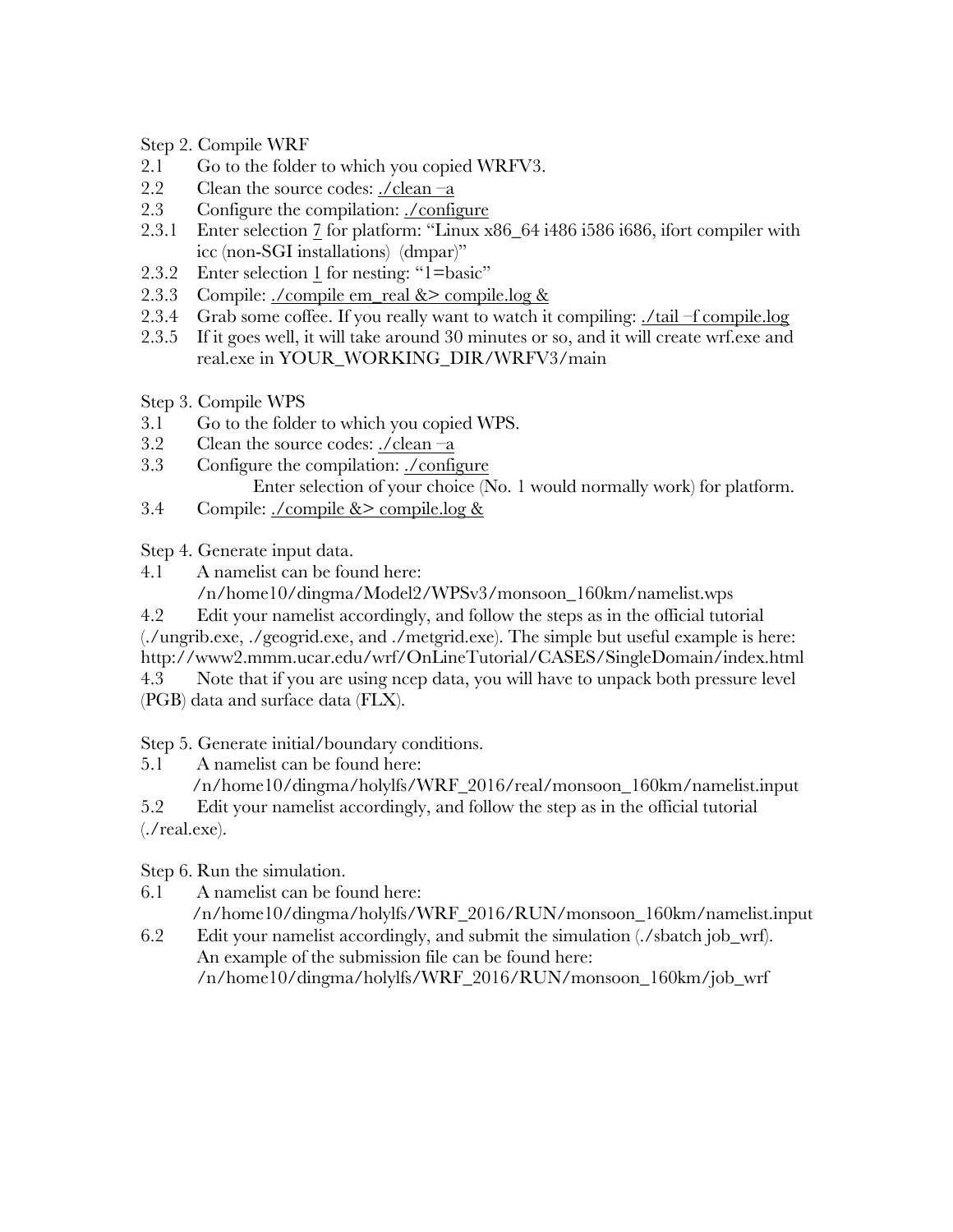Step 2. Compile WRF

2.1 Go to the folder to which you copied WRFV3.

2.2 Clean the source codes: ./clean –a

2.3 Configure the compilation: ./configure

2.3.1 Enter selection 7 for platform: "Linux x86_64 i486 i586 i686, ifort compiler with icc (non-SGI installations) (dmpar)"

2.3.2 Enter selection 1 for nesting: "1=basic"

2.3.3 Compile: ./compile em_real &> compile.log &

2.3.4 Grab some coffee. If you really want to watch it compiling: ./tail –f compile.log

2.3.5 If it goes well, it will take around 30 minutes or so, and it will create wrf.exe and real.exe in YOUR_WORKING_DIR/WRFV3/main

Step 3. Compile WPS

3.1 Go to the folder to which you copied WPS.

3.2 Clean the source codes: ./clean –a

3.3 Configure the compilation: ./configure

Enter selection of your choice (No. 1 would normally work) for platform.

3.4 Compile: ./compile &> compile.log &

Step 4. Generate input data.

4.1 A namelist can be found here:
/n/home10/dingma/Model2/WPSv3/monsoon_160km/namelist.wps

4.2 Edit your namelist accordingly, and follow the steps as in the official tutorial (./ungrib.exe, ./geogrid.exe, and ./metgrid.exe). The simple but useful example is here: http://www2.mmm.ucar.edu/wrf/OnLineTutorial/CASES/SingleDomain/index.html

4.3 Note that if you are using ncep data, you will have to unpack both pressure level (PGB) data and surface data (FLX).

Step 5. Generate initial/boundary conditions.

5.1 A namelist can be found here:
/n/home10/dingma/holylfs/WRF_2016/real/monsoon_160km/namelist.input

5.2 Edit your namelist accordingly, and follow the step as in the official tutorial (./real.exe).

Step 6. Run the simulation.

6.1 A namelist can be found here:
/n/home10/dingma/holylfs/WRF_2016/RUN/monsoon_160km/namelist.input

6.2 Edit your namelist accordingly, and submit the simulation (./sbatch job_wrf). An example of the submission file can be found here:
/n/home10/dingma/holylfs/WRF_2016/RUN/monsoon_160km/job_wrf